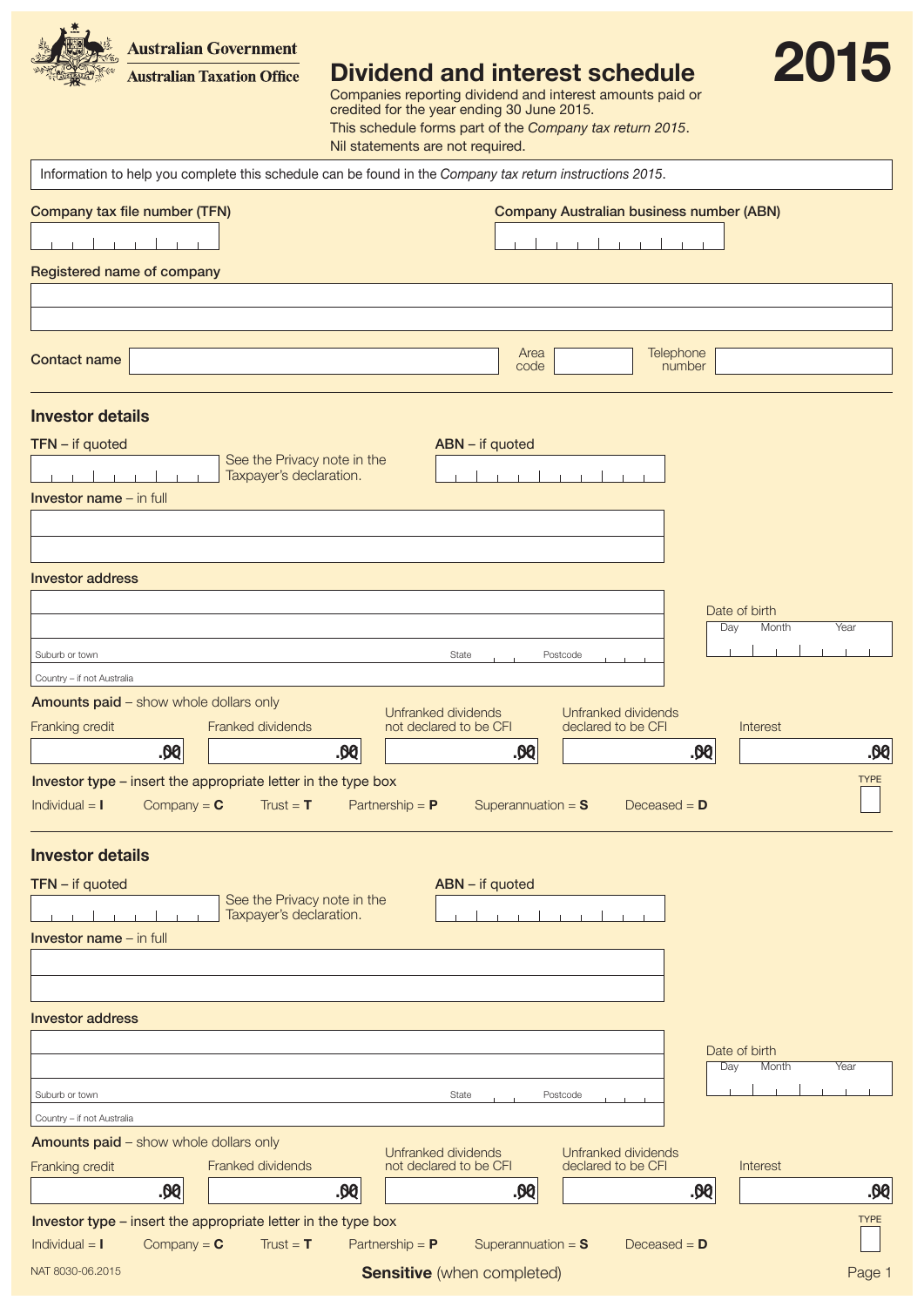Australian Government
Australian Taxation Office

# Dividend and interest schedule

# 2015

Companies reporting dividend and interest amounts paid or credited for the year ending 30 June 2015.

This schedule forms part of the *Company tax return 2015*.

Nil statements are not required.

Information to help you complete this schedule can be found in the *Company tax return instructions 2015*.

**Company tax file number (TFN)**

**Company Australian business number (ABN)**

**Registered name of company**

**Contact name** Area code Telephone number

## Investor details

**TFN** – if quoted See the Privacy note in the Taxpayer's declaration.

**ABN** – if quoted

**Investor name** – in full

**Investor address**

Suburb or town State Postcode

Country – if not Australia

Date of birth Day Month Year

**Amounts paid** – show whole dollars only

| Franking credit | Franked dividends | Unfranked dividends not declared to be CFI | Unfranked dividends declared to be CFI | Interest |
|---|---|---|---|---|
| .00 | .00 | .00 | .00 | .00 |

**Investor type** – insert the appropriate letter in the type box

Individual = **I** Company = **C** Trust = **T** Partnership = **P** Superannuation = **S** Deceased = **D**

TYPE

## Investor details

**TFN** – if quoted See the Privacy note in the Taxpayer's declaration.

**ABN** – if quoted

**Investor name** – in full

**Investor address**

Suburb or town State Postcode

Country – if not Australia

Date of birth Day Month Year

**Amounts paid** – show whole dollars only

| Franking credit | Franked dividends | Unfranked dividends not declared to be CFI | Unfranked dividends declared to be CFI | Interest |
|---|---|---|---|---|
| .00 | .00 | .00 | .00 | .00 |

**Investor type** – insert the appropriate letter in the type box

Individual = **I** Company = **C** Trust = **T** Partnership = **P** Superannuation = **S** Deceased = **D**

TYPE

NAT 8030-06.2015

**Sensitive** (when completed)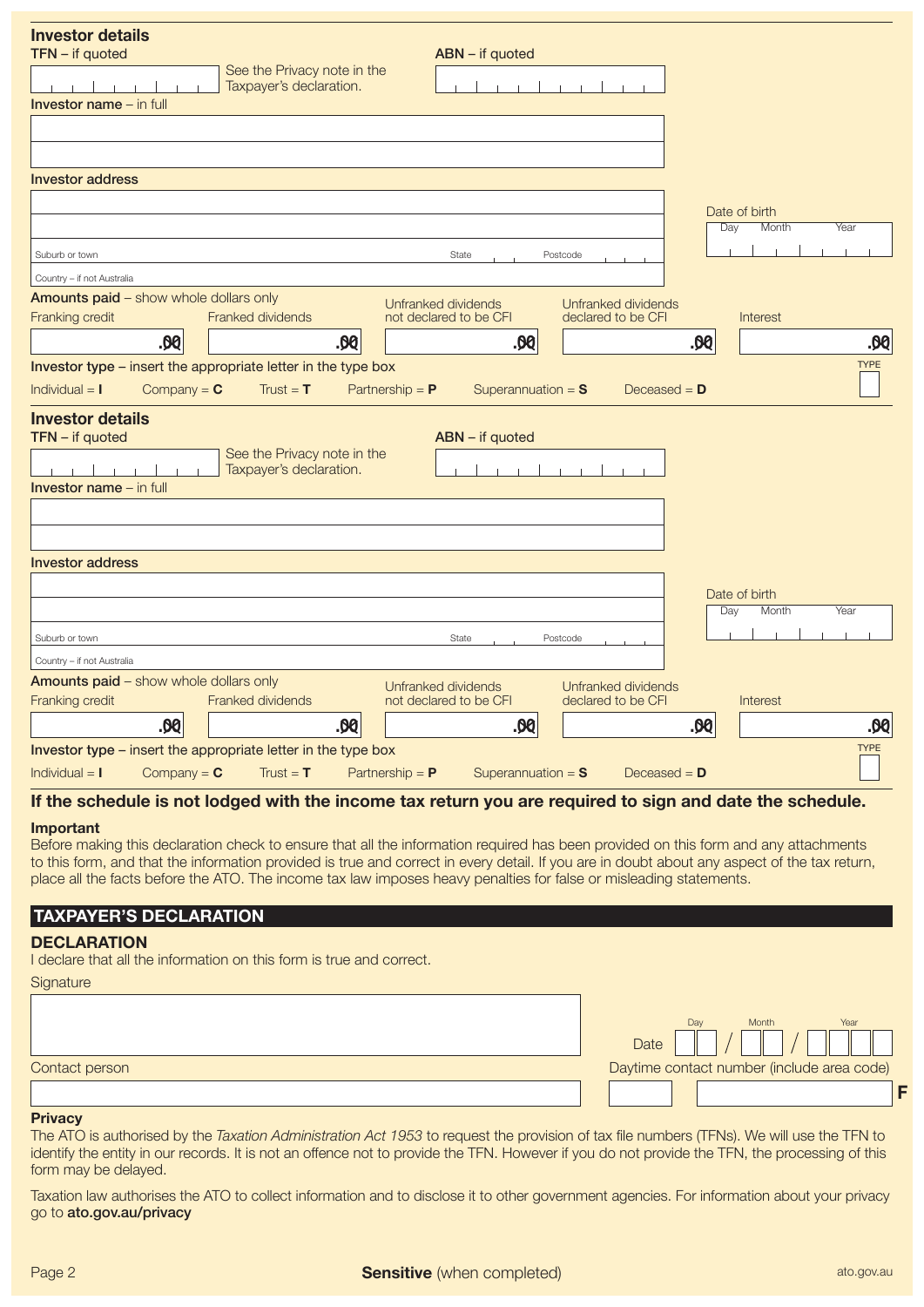## Investor details

**TFN** – if quoted

See the Privacy note in the Taxpayer's declaration.

**ABN** – if quoted

**Investor name** – in full

**Investor address**

Suburb or town

State

Postcode

Country – if not Australia

Date of birth

Day Month Year

**Amounts paid** – show whole dollars only

| Franking credit | Franked dividends | Unfranked dividends not declared to be CFI | Unfranked dividends declared to be CFI | Interest |
|---|---|---|---|---|
| .00 | .00 | .00 | .00 | .00 |

**Investor type** – insert the appropriate letter in the type box

Individual = **I** Company = **C** Trust = **T** Partnership = **P** Superannuation = **S** Deceased = **D**

TYPE

## Investor details

**TFN** – if quoted

See the Privacy note in the Taxpayer's declaration.

**ABN** – if quoted

**Investor name** – in full

**Investor address**

Suburb or town

State

Postcode

Country – if not Australia

Date of birth

Day Month Year

**Amounts paid** – show whole dollars only

| Franking credit | Franked dividends | Unfranked dividends not declared to be CFI | Unfranked dividends declared to be CFI | Interest |
|---|---|---|---|---|
| .00 | .00 | .00 | .00 | .00 |

**Investor type** – insert the appropriate letter in the type box

Individual = **I** Company = **C** Trust = **T** Partnership = **P** Superannuation = **S** Deceased = **D**

TYPE

**If the schedule is not lodged with the income tax return you are required to sign and date the schedule.**

**Important**

Before making this declaration check to ensure that all the information required has been provided on this form and any attachments to this form, and that the information provided is true and correct in every detail. If you are in doubt about any aspect of the tax return, place all the facts before the ATO. The income tax law imposes heavy penalties for false or misleading statements.

## TAXPAYER'S DECLARATION

### DECLARATION

I declare that all the information on this form is true and correct.

Signature

Date Day / Month / Year

Contact person

Daytime contact number (include area code)

F

**Privacy**

The ATO is authorised by the *Taxation Administration Act 1953* to request the provision of tax file numbers (TFNs). We will use the TFN to identify the entity in our records. It is not an offence not to provide the TFN. However if you do not provide the TFN, the processing of this form may be delayed.

Taxation law authorises the ATO to collect information and to disclose it to other government agencies. For information about your privacy go to **ato.gov.au/privacy**

**Sensitive** (when completed)